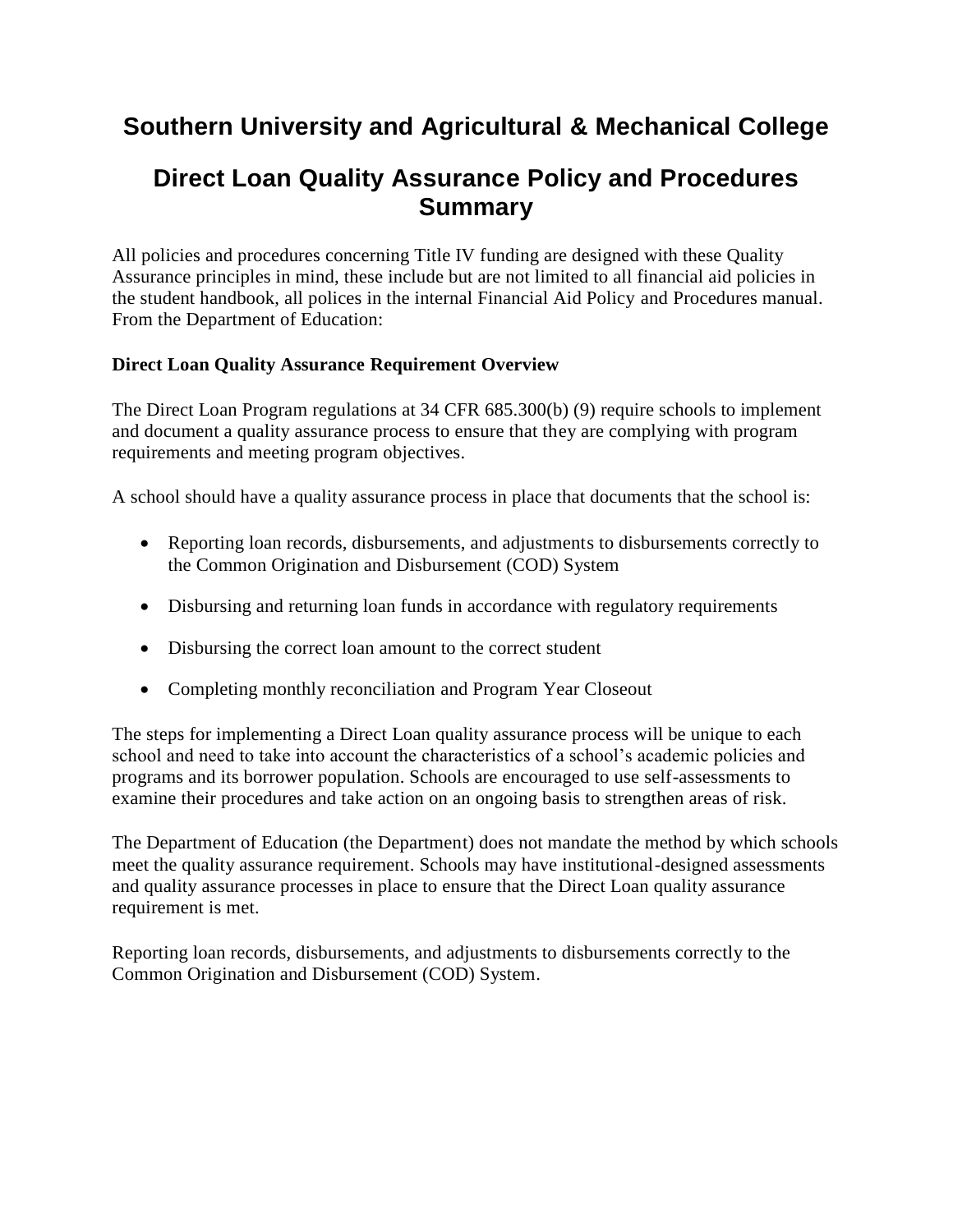# Southern University and Agricultural & Mechanical College

# Direct Loan Quality Assurance Policy and Procedures Summary

All policies and procedures concerning Title IV funding are designed with these Quality Assurance principles in mind, these include but are not limited to all financial aid policies in the student handbook, all polices in the internal Financial Aid Policy and Procedures manual. From the Department of Education:

**Direct Loan Quality Assurance Requirement Overview**

The Direct Loan Program regulations at 34 CFR 685.300(b) (9) require schools to implement and document a quality assurance process to ensure that they are complying with program requirements and meeting program objectives.

A school should have a quality assurance process in place that documents that the school is:

- Reporting loan records, disbursements, and adjustments to disbursements correctly to the Common Origination and Disbursement (COD) System
- Disbursing and returning loan funds in accordance with regulatory requirements
- Disbursing the correct loan amount to the correct student
- Completing monthly reconciliation and Program Year Closeout

The steps for implementing a Direct Loan quality assurance process will be unique to each school and need to take into account the characteristics of a school's academic policies and programs and its borrower population. Schools are encouraged to use self-assessments to examine their procedures and take action on an ongoing basis to strengthen areas of risk.

The Department of Education (the Department) does not mandate the method by which schools meet the quality assurance requirement. Schools may have institutional-designed assessments and quality assurance processes in place to ensure that the Direct Loan quality assurance requirement is met.

Reporting loan records, disbursements, and adjustments to disbursements correctly to the Common Origination and Disbursement (COD) System.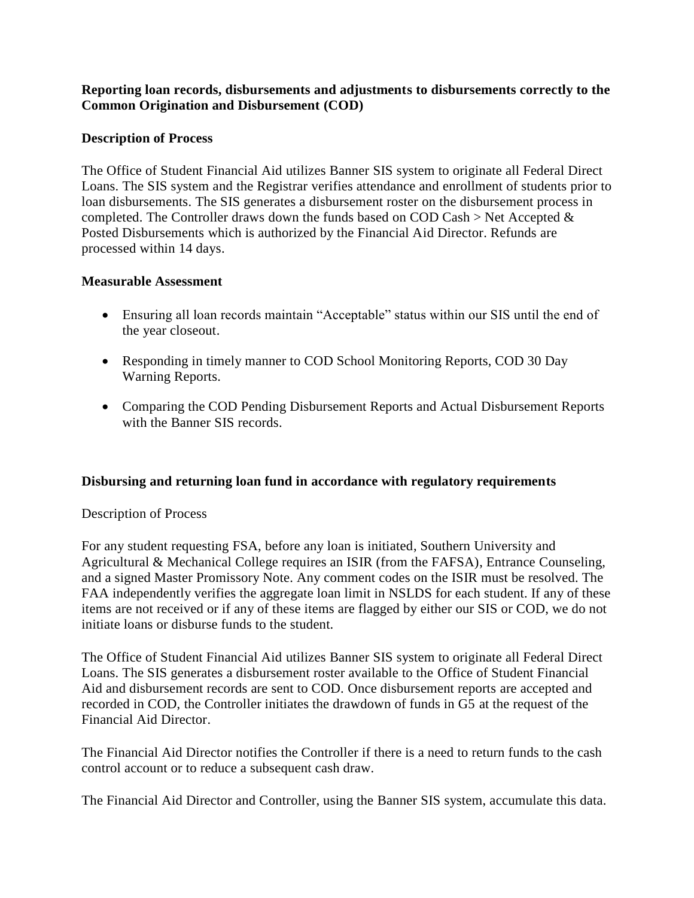**Reporting loan records, disbursements and adjustments to disbursements correctly to the Common Origination and Disbursement (COD)**

**Description of Process**

The Office of Student Financial Aid utilizes Banner SIS system to originate all Federal Direct Loans. The SIS system and the Registrar verifies attendance and enrollment of students prior to loan disbursements. The SIS generates a disbursement roster on the disbursement process in completed. The Controller draws down the funds based on COD Cash > Net Accepted & Posted Disbursements which is authorized by the Financial Aid Director. Refunds are processed within 14 days.

**Measurable Assessment**

- Ensuring all loan records maintain "Acceptable" status within our SIS until the end of the year closeout.
- Responding in timely manner to COD School Monitoring Reports, COD 30 Day Warning Reports.
- Comparing the COD Pending Disbursement Reports and Actual Disbursement Reports with the Banner SIS records.

**Disbursing and returning loan fund in accordance with regulatory requirements**

Description of Process

For any student requesting FSA, before any loan is initiated, Southern University and Agricultural & Mechanical College requires an ISIR (from the FAFSA), Entrance Counseling, and a signed Master Promissory Note. Any comment codes on the ISIR must be resolved. The FAA independently verifies the aggregate loan limit in NSLDS for each student. If any of these items are not received or if any of these items are flagged by either our SIS or COD, we do not initiate loans or disburse funds to the student.

The Office of Student Financial Aid utilizes Banner SIS system to originate all Federal Direct Loans. The SIS generates a disbursement roster available to the Office of Student Financial Aid and disbursement records are sent to COD. Once disbursement reports are accepted and recorded in COD, the Controller initiates the drawdown of funds in G5 at the request of the Financial Aid Director.

The Financial Aid Director notifies the Controller if there is a need to return funds to the cash control account or to reduce a subsequent cash draw.

The Financial Aid Director and Controller, using the Banner SIS system, accumulate this data.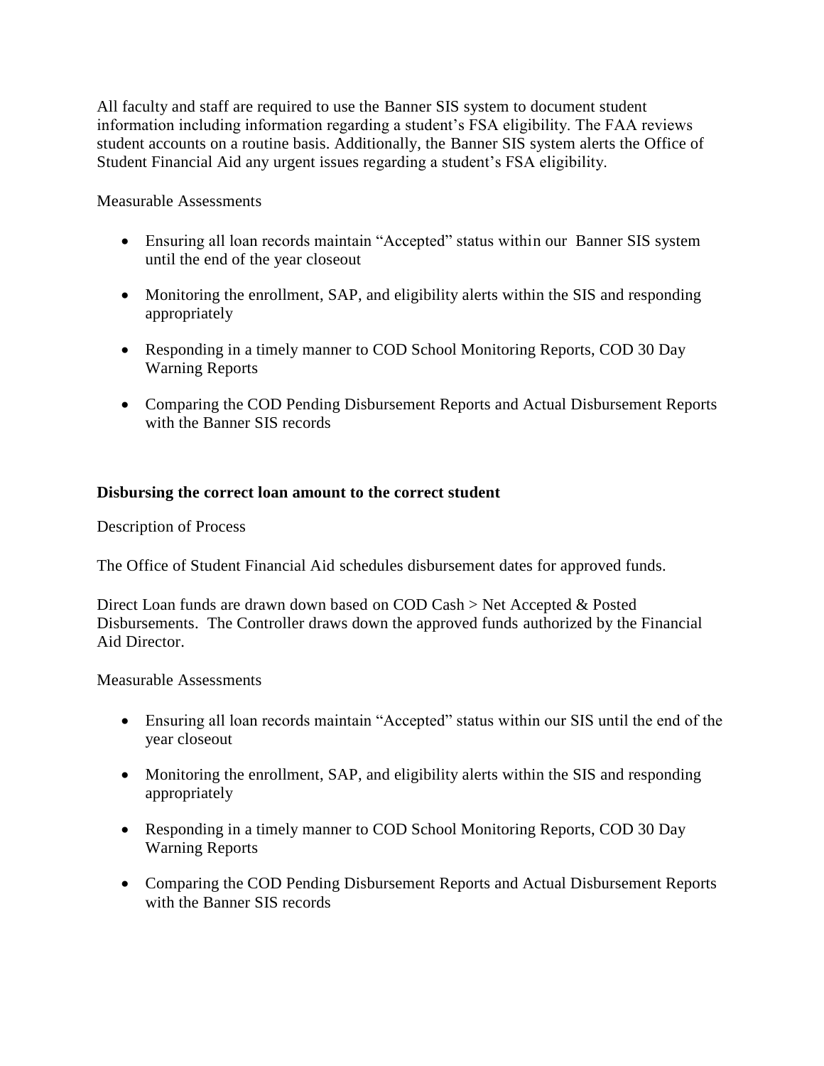All faculty and staff are required to use the Banner SIS system to document student information including information regarding a student's FSA eligibility. The FAA reviews student accounts on a routine basis. Additionally, the Banner SIS system alerts the Office of Student Financial Aid any urgent issues regarding a student's FSA eligibility.

Measurable Assessments

- Ensuring all loan records maintain "Accepted" status within our Banner SIS system until the end of the year closeout
- Monitoring the enrollment, SAP, and eligibility alerts within the SIS and responding appropriately
- Responding in a timely manner to COD School Monitoring Reports, COD 30 Day Warning Reports
- Comparing the COD Pending Disbursement Reports and Actual Disbursement Reports with the Banner SIS records

**Disbursing the correct loan amount to the correct student**

Description of Process

The Office of Student Financial Aid schedules disbursement dates for approved funds.

Direct Loan funds are drawn down based on COD Cash > Net Accepted & Posted Disbursements. The Controller draws down the approved funds authorized by the Financial Aid Director.

Measurable Assessments

- Ensuring all loan records maintain "Accepted" status within our SIS until the end of the year closeout
- Monitoring the enrollment, SAP, and eligibility alerts within the SIS and responding appropriately
- Responding in a timely manner to COD School Monitoring Reports, COD 30 Day Warning Reports
- Comparing the COD Pending Disbursement Reports and Actual Disbursement Reports with the Banner SIS records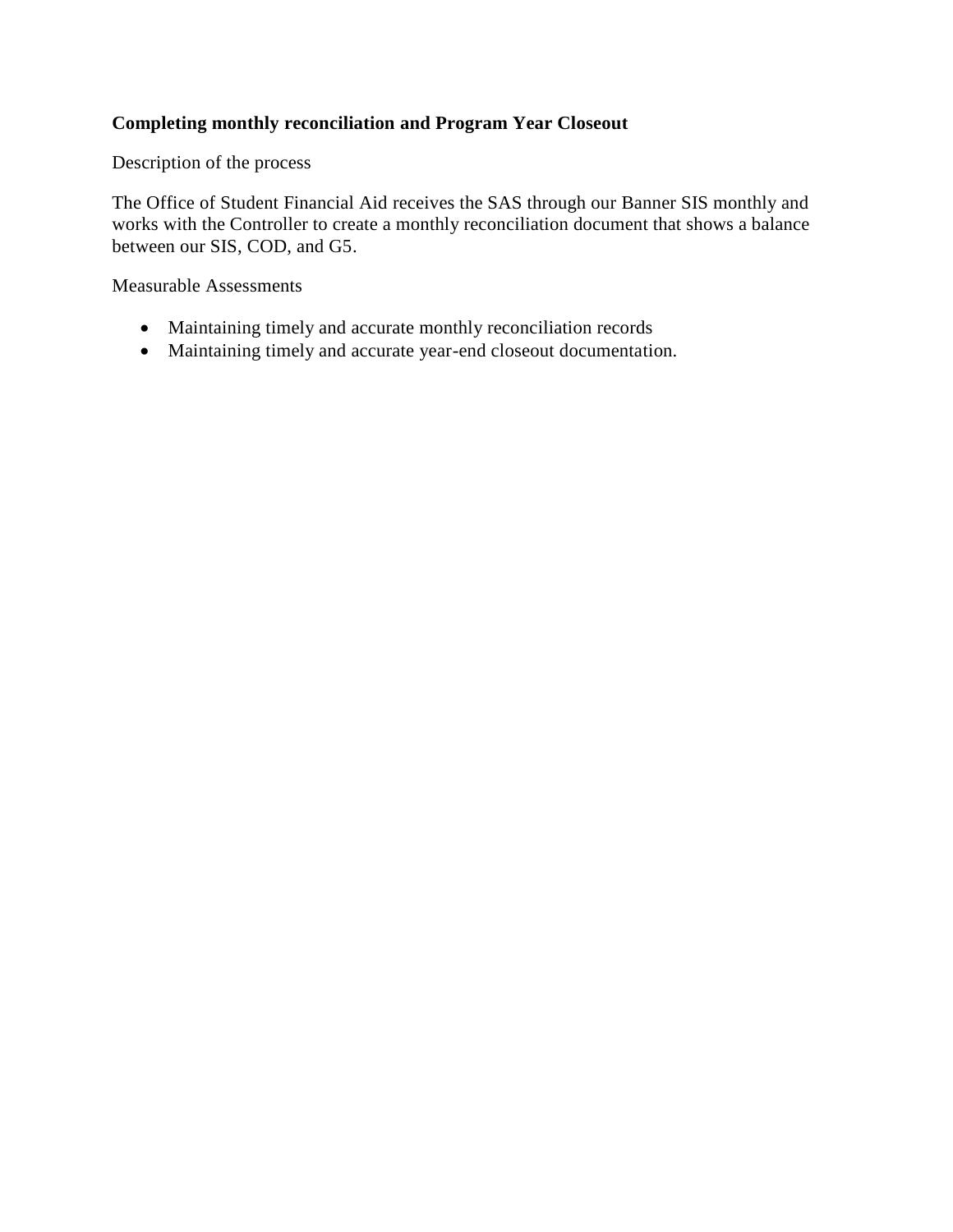**Completing monthly reconciliation and Program Year Closeout**

Description of the process

The Office of Student Financial Aid receives the SAS through our Banner SIS monthly and works with the Controller to create a monthly reconciliation document that shows a balance between our SIS, COD, and G5.

Measurable Assessments

- Maintaining timely and accurate monthly reconciliation records
- Maintaining timely and accurate year-end closeout documentation.